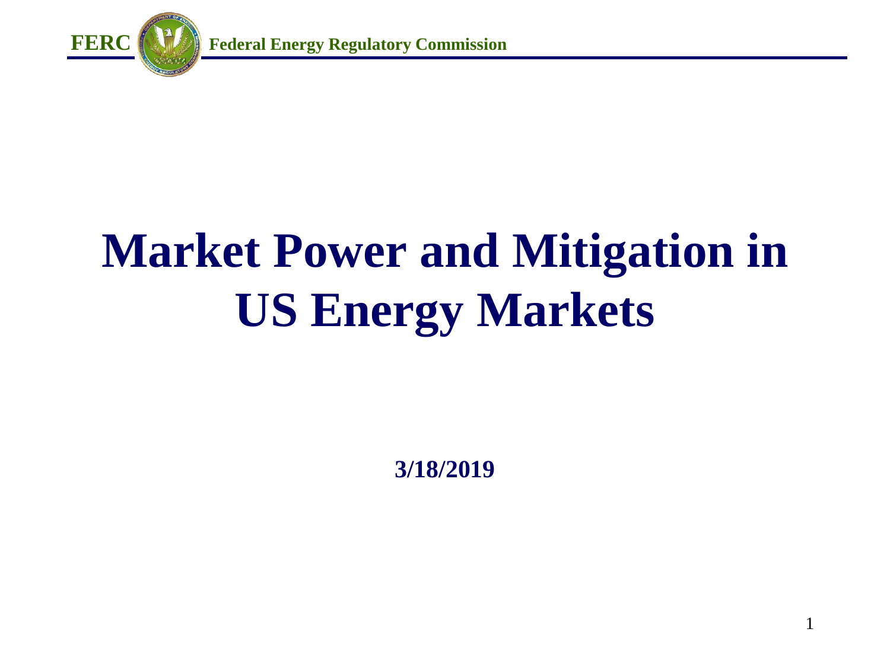# Market Power and Mitigation in US Energy Markets

**3/18/2019**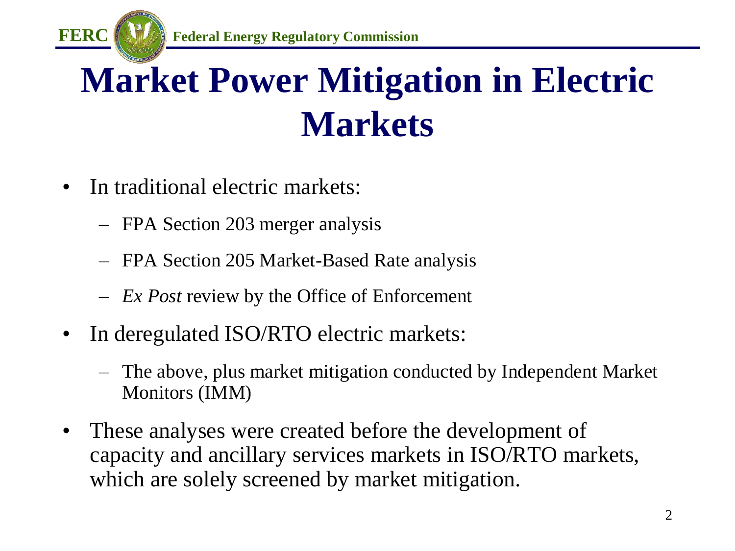# Market Power Mitigation in Electric Markets

- In traditional electric markets:
  - FPA Section 203 merger analysis
  - FPA Section 205 Market-Based Rate analysis
  - *Ex Post* review by the Office of Enforcement
- In deregulated ISO/RTO electric markets:
  - The above, plus market mitigation conducted by Independent Market Monitors (IMM)
- These analyses were created before the development of capacity and ancillary services markets in ISO/RTO markets, which are solely screened by market mitigation.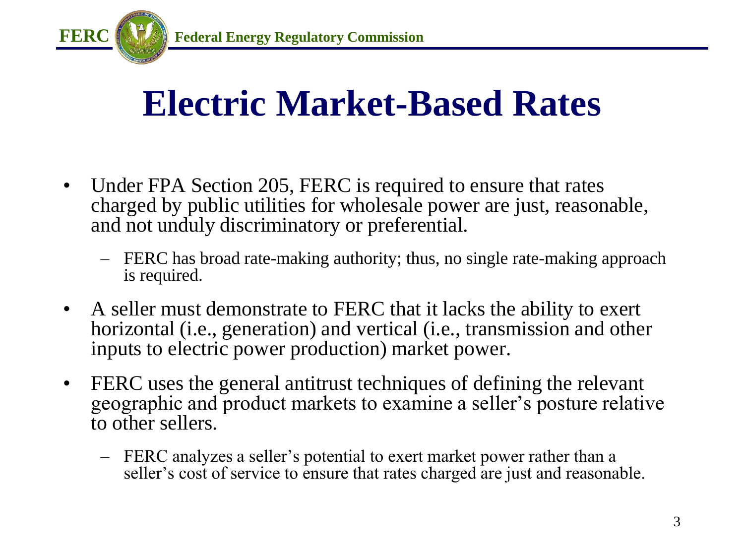# Electric Market-Based Rates

- Under FPA Section 205, FERC is required to ensure that rates charged by public utilities for wholesale power are just, reasonable, and not unduly discriminatory or preferential.
  - FERC has broad rate-making authority; thus, no single rate-making approach is required.
- A seller must demonstrate to FERC that it lacks the ability to exert horizontal (i.e., generation) and vertical (i.e., transmission and other inputs to electric power production) market power.
- FERC uses the general antitrust techniques of defining the relevant geographic and product markets to examine a seller's posture relative to other sellers.
  - FERC analyzes a seller's potential to exert market power rather than a seller's cost of service to ensure that rates charged are just and reasonable.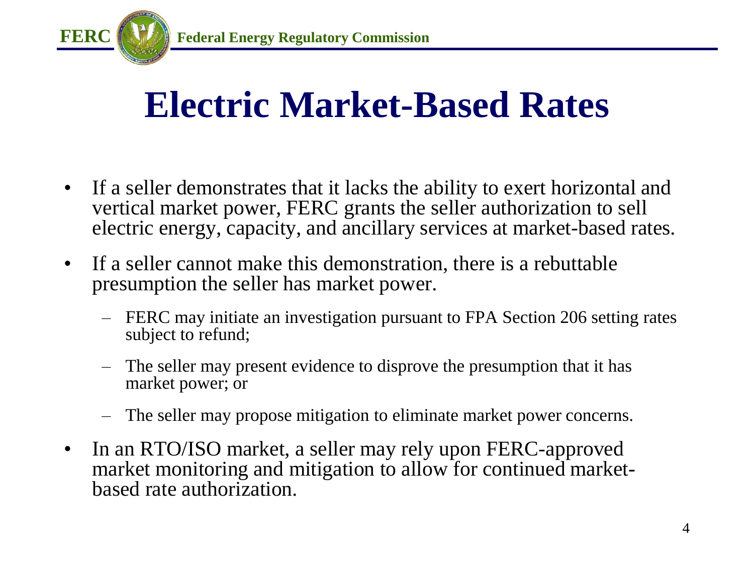# Electric Market-Based Rates

- If a seller demonstrates that it lacks the ability to exert horizontal and vertical market power, FERC grants the seller authorization to sell electric energy, capacity, and ancillary services at market-based rates.
- If a seller cannot make this demonstration, there is a rebuttable presumption the seller has market power.
  - FERC may initiate an investigation pursuant to FPA Section 206 setting rates subject to refund;
  - The seller may present evidence to disprove the presumption that it has market power; or
  - The seller may propose mitigation to eliminate market power concerns.
- In an RTO/ISO market, a seller may rely upon FERC-approved market monitoring and mitigation to allow for continued market-based rate authorization.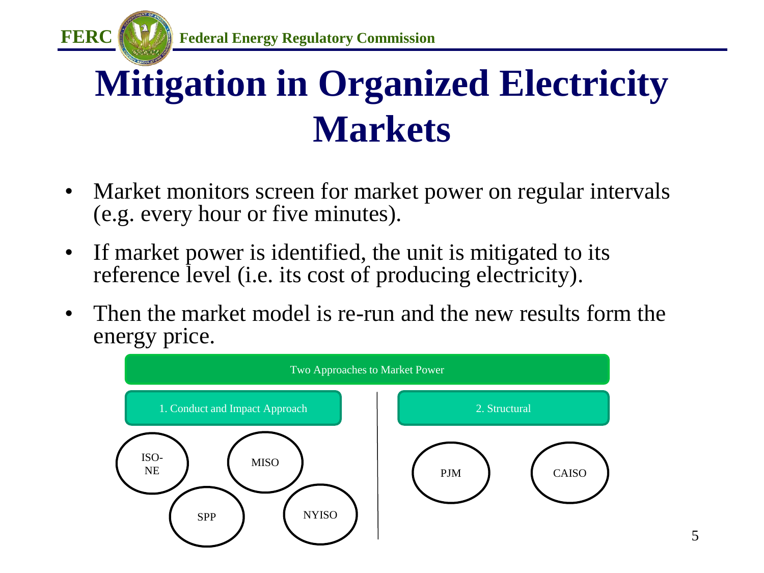# Mitigation in Organized Electricity Markets

- Market monitors screen for market power on regular intervals (e.g. every hour or five minutes).
- If market power is identified, the unit is mitigated to its reference level (i.e. its cost of producing electricity).
- Then the market model is re-run and the new results form the energy price.

**Two Approaches to Market Power**

| 1. Conduct and Impact Approach | 2. Structural |
| --- | --- |
| ISO-NE | PJM |
| MISO | CAISO |
| SPP | |
| NYISO | |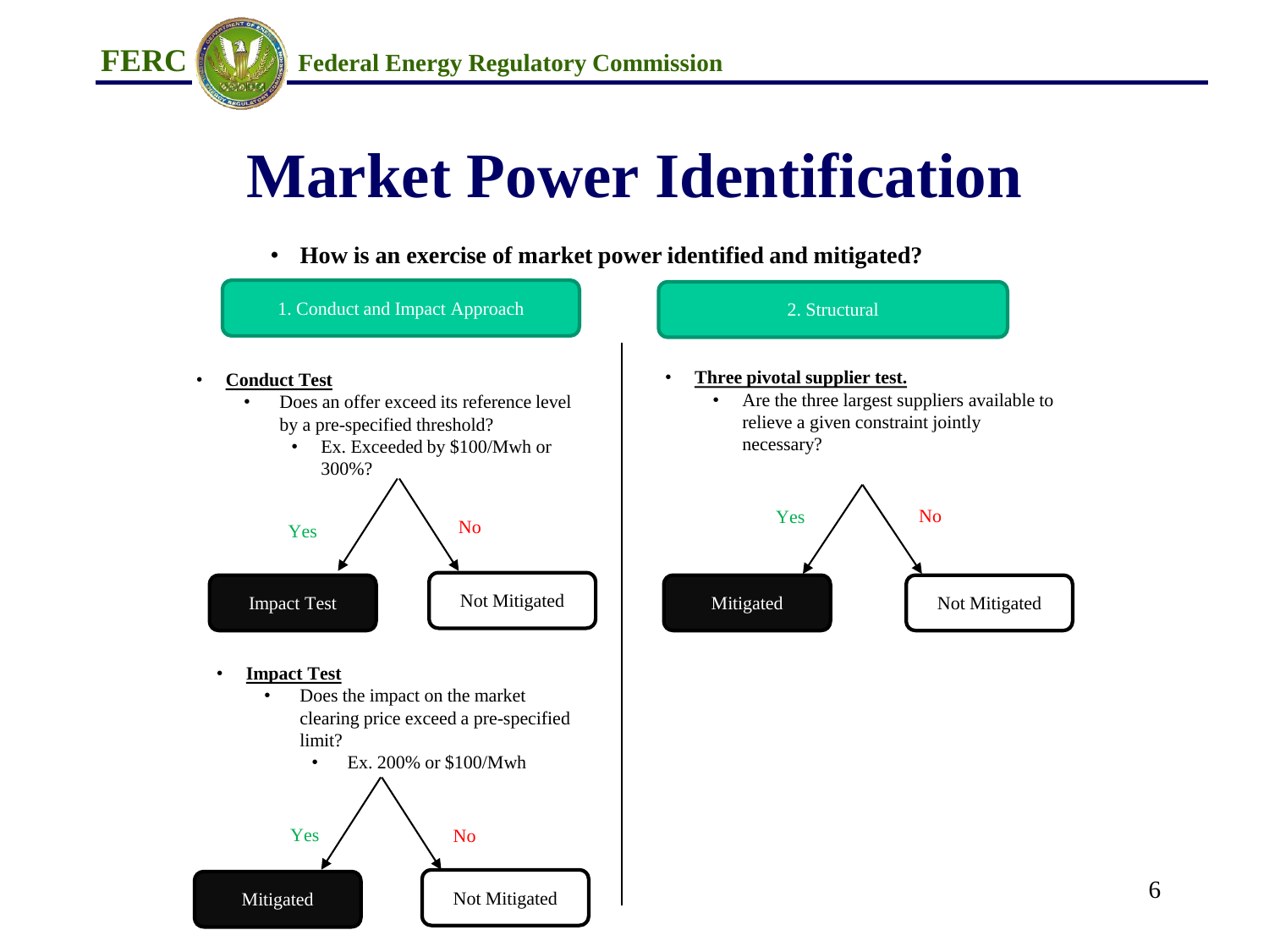# Market Power Identification

- **How is an exercise of market power identified and mitigated?**

## 1. Conduct and Impact Approach

- **Conduct Test**
  - Does an offer exceed its reference level by a pre-specified threshold?
    - Ex. Exceeded by $100/Mwh or 300%?

Yes → Impact Test

No → Not Mitigated

- **Impact Test**
  - Does the impact on the market clearing price exceed a pre-specified limit?
    - Ex. 200% or $100/Mwh

Yes → Mitigated

No → Not Mitigated

## 2. Structural

- **Three pivotal supplier test.**
  - Are the three largest suppliers available to relieve a given constraint jointly necessary?

Yes → Mitigated

No → Not Mitigated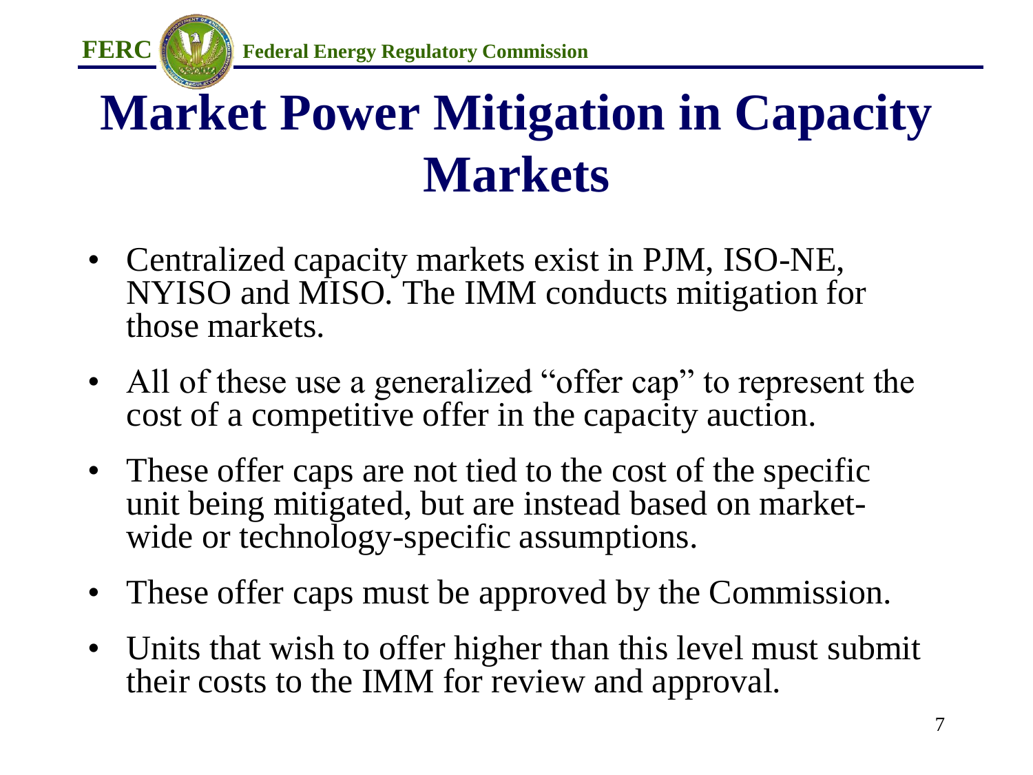# Market Power Mitigation in Capacity Markets

- Centralized capacity markets exist in PJM, ISO-NE, NYISO and MISO. The IMM conducts mitigation for those markets.
- All of these use a generalized "offer cap" to represent the cost of a competitive offer in the capacity auction.
- These offer caps are not tied to the cost of the specific unit being mitigated, but are instead based on market-wide or technology-specific assumptions.
- These offer caps must be approved by the Commission.
- Units that wish to offer higher than this level must submit their costs to the IMM for review and approval.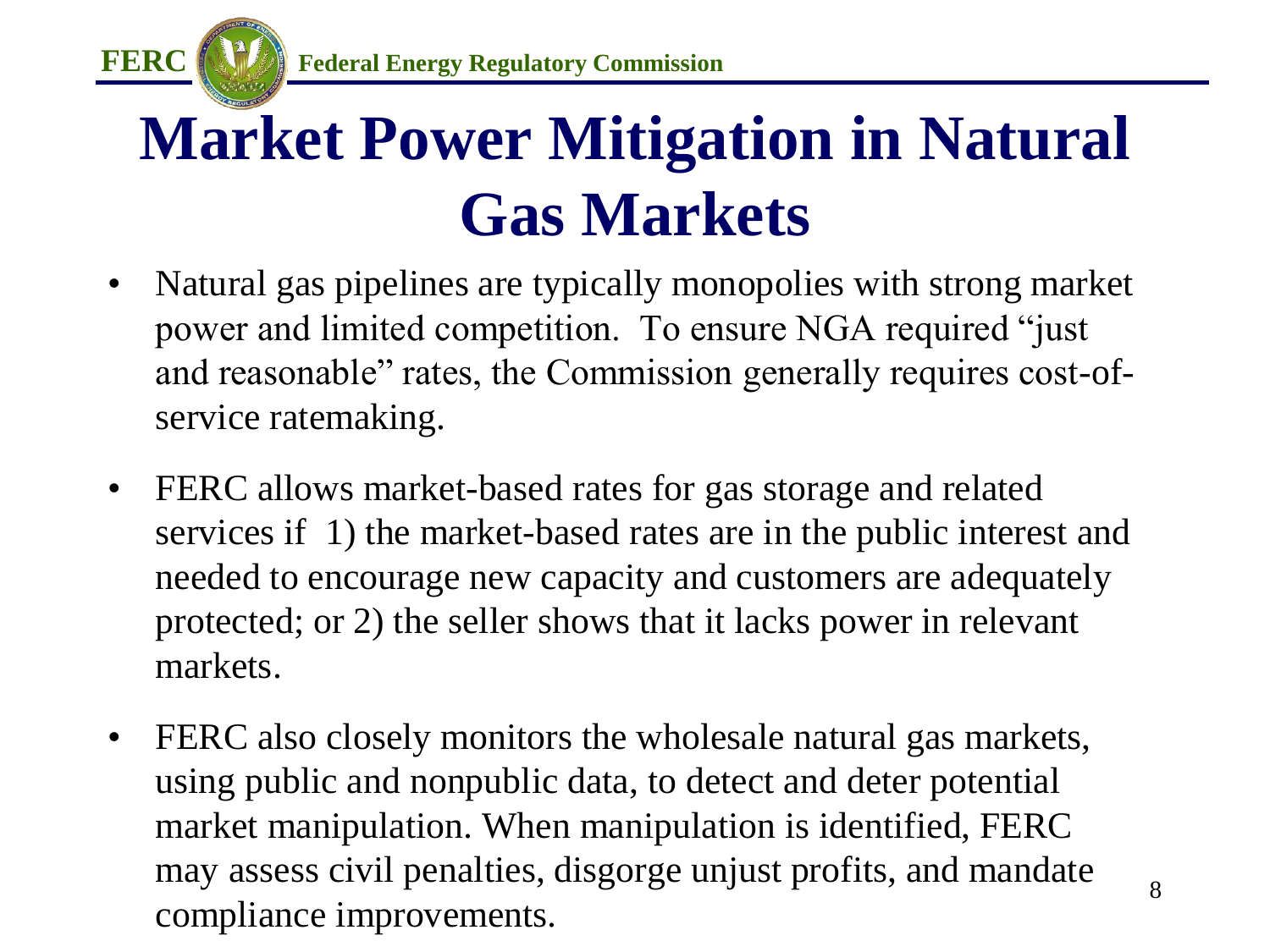# Market Power Mitigation in Natural Gas Markets

- Natural gas pipelines are typically monopolies with strong market power and limited competition. To ensure NGA required "just and reasonable" rates, the Commission generally requires cost-of-service ratemaking.
- FERC allows market-based rates for gas storage and related services if 1) the market-based rates are in the public interest and needed to encourage new capacity and customers are adequately protected; or 2) the seller shows that it lacks power in relevant markets.
- FERC also closely monitors the wholesale natural gas markets, using public and nonpublic data, to detect and deter potential market manipulation. When manipulation is identified, FERC may assess civil penalties, disgorge unjust profits, and mandate compliance improvements.